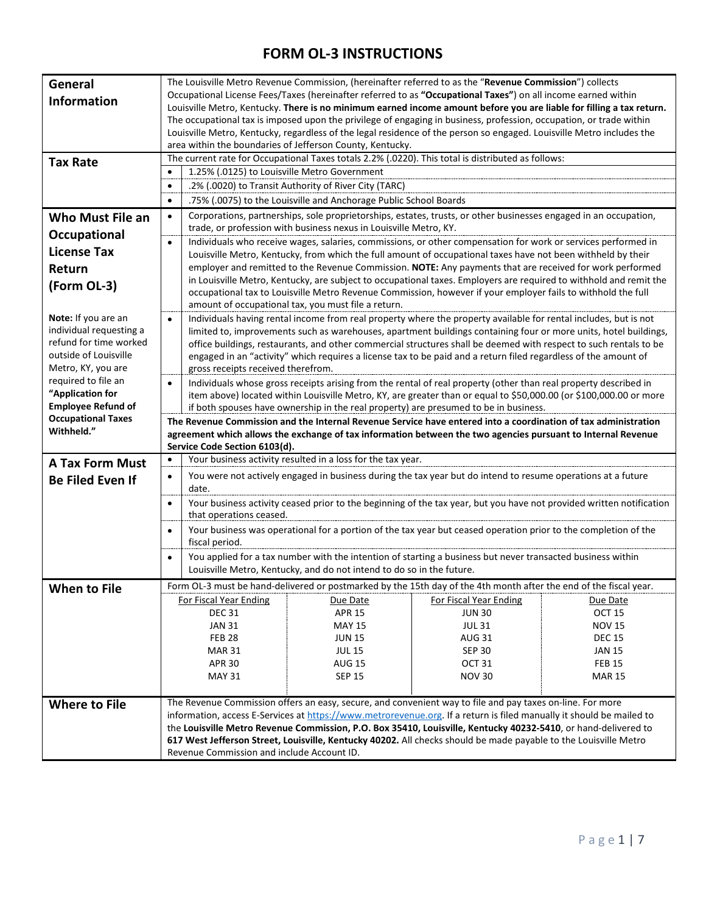# FORM OL-3 INSTRUCTIONS

## General Information

The Louisville Metro Revenue Commission, (hereinafter referred to as the "**Revenue Commission**") collects Occupational License Fees/Taxes (hereinafter referred to as **"Occupational Taxes"**) on all income earned within Louisville Metro, Kentucky. **There is no minimum earned income amount before you are liable for filling a tax return.** The occupational tax is imposed upon the privilege of engaging in business, profession, occupation, or trade within Louisville Metro, Kentucky, regardless of the legal residence of the person so engaged. Louisville Metro includes the area within the boundaries of Jefferson County, Kentucky.

## Tax Rate

The current rate for Occupational Taxes totals 2.2% (.0220). This total is distributed as follows:

- 1.25% (.0125) to Louisville Metro Government
- .2% (.0020) to Transit Authority of River City (TARC)
- .75% (.0075) to the Louisville and Anchorage Public School Boards

## Who Must File an Occupational License Tax Return (Form OL-3)

**Note:** If you are an individual requesting a refund for time worked outside of Louisville Metro, KY, you are required to file an **"Application for Employee Refund of Occupational Taxes Withheld."**

- Corporations, partnerships, sole proprietorships, estates, trusts, or other businesses engaged in an occupation, trade, or profession with business nexus in Louisville Metro, KY.
- Individuals who receive wages, salaries, commissions, or other compensation for work or services performed in Louisville Metro, Kentucky, from which the full amount of occupational taxes have not been withheld by their employer and remitted to the Revenue Commission. **NOTE:** Any payments that are received for work performed in Louisville Metro, Kentucky, are subject to occupational taxes. Employers are required to withhold and remit the occupational tax to Louisville Metro Revenue Commission, however if your employer fails to withhold the full amount of occupational tax, you must file a return.
- Individuals having rental income from real property where the property available for rental includes, but is not limited to, improvements such as warehouses, apartment buildings containing four or more units, hotel buildings, office buildings, restaurants, and other commercial structures shall be deemed with respect to such rentals to be engaged in an "activity" which requires a license tax to be paid and a return filed regardless of the amount of gross receipts received therefrom.
- Individuals whose gross receipts arising from the rental of real property (other than real property described in item above) located within Louisville Metro, KY, are greater than or equal to $50,000.00 (or $100,000.00 or more if both spouses have ownership in the real property) are presumed to be in business.

**The Revenue Commission and the Internal Revenue Service have entered into a coordination of tax administration agreement which allows the exchange of tax information between the two agencies pursuant to Internal Revenue Service Code Section 6103(d).**

## A Tax Form Must Be Filed Even If

- Your business activity resulted in a loss for the tax year.
- You were not actively engaged in business during the tax year but do intend to resume operations at a future date.
- Your business activity ceased prior to the beginning of the tax year, but you have not provided written notification that operations ceased.
- Your business was operational for a portion of the tax year but ceased operation prior to the completion of the fiscal period.
- You applied for a tax number with the intention of starting a business but never transacted business within Louisville Metro, Kentucky, and do not intend to do so in the future.

## When to File

Form OL-3 must be hand-delivered or postmarked by the 15th day of the 4th month after the end of the fiscal year.

| For Fiscal Year Ending | Due Date | For Fiscal Year Ending | Due Date |
|---|---|---|---|
| DEC 31 | APR 15 | JUN 30 | OCT 15 |
| JAN 31 | MAY 15 | JUL 31 | NOV 15 |
| FEB 28 | JUN 15 | AUG 31 | DEC 15 |
| MAR 31 | JUL 15 | SEP 30 | JAN 15 |
| APR 30 | AUG 15 | OCT 31 | FEB 15 |
| MAY 31 | SEP 15 | NOV 30 | MAR 15 |

## Where to File

The Revenue Commission offers an easy, secure, and convenient way to file and pay taxes on-line. For more information, access E-Services at https://www.metrorevenue.org. If a return is filed manually it should be mailed to the **Louisville Metro Revenue Commission, P.O. Box 35410, Louisville, Kentucky 40232-5410**, or hand-delivered to **617 West Jefferson Street, Louisville, Kentucky 40202.** All checks should be made payable to the Louisville Metro Revenue Commission and include Account ID.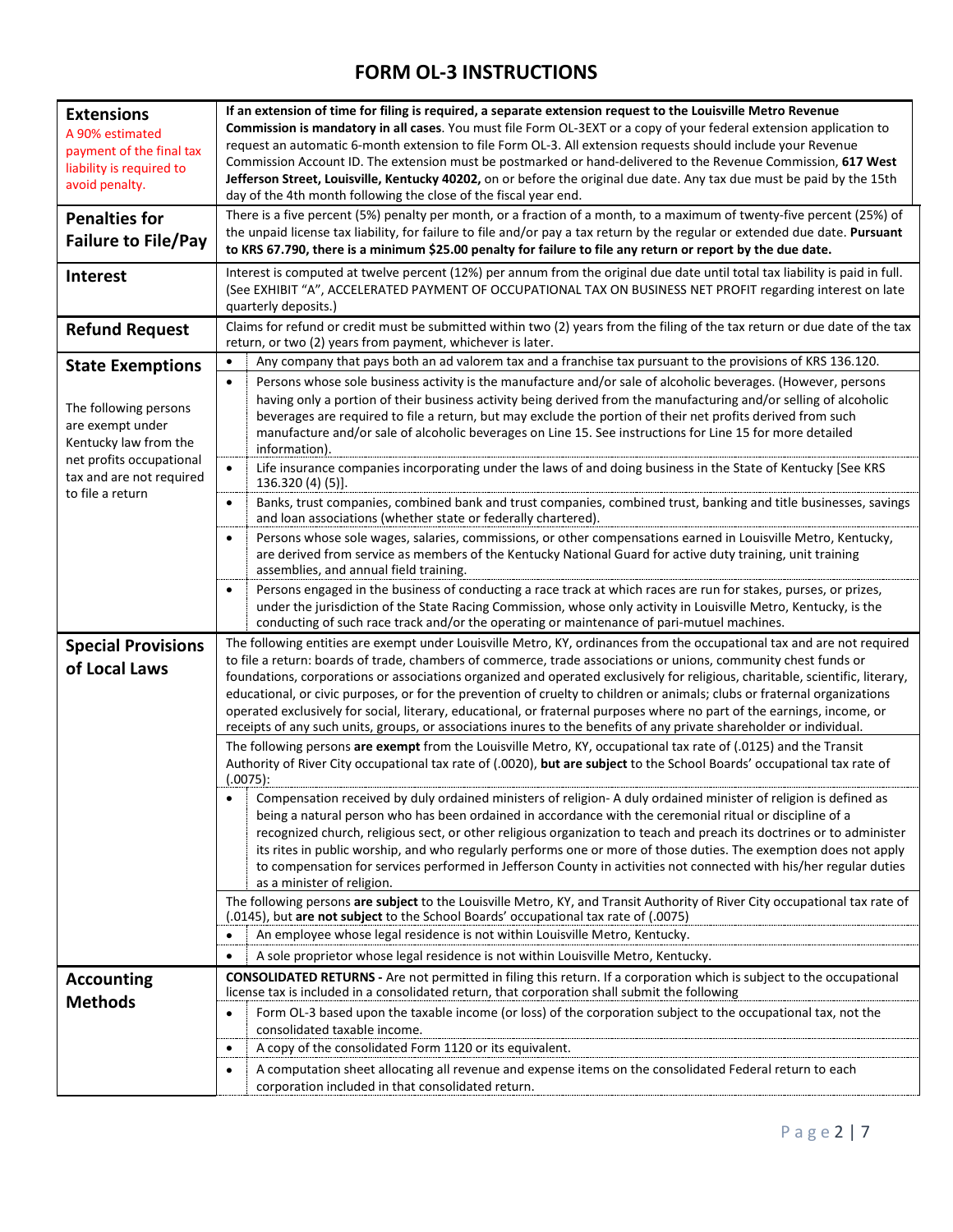# FORM OL-3 INSTRUCTIONS

| | |
|---|---|
| **Extensions**<br>A 90% estimated payment of the final tax liability is required to avoid penalty. | **If an extension of time for filing is required, a separate extension request to the Louisville Metro Revenue Commission is mandatory in all cases**. You must file Form OL-3EXT or a copy of your federal extension application to request an automatic 6-month extension to file Form OL-3. All extension requests should include your Revenue Commission Account ID. The extension must be postmarked or hand-delivered to the Revenue Commission, **617 West Jefferson Street, Louisville, Kentucky 40202,** on or before the original due date. Any tax due must be paid by the 15th day of the 4th month following the close of the fiscal year end. |
| **Penalties for Failure to File/Pay** | There is a five percent (5%) penalty per month, or a fraction of a month, to a maximum of twenty-five percent (25%) of the unpaid license tax liability, for failure to file and/or pay a tax return by the regular or extended due date. **Pursuant to KRS 67.790, there is a minimum $25.00 penalty for failure to file any return or report by the due date.** |
| **Interest** | Interest is computed at twelve percent (12%) per annum from the original due date until total tax liability is paid in full. (See EXHIBIT "A", ACCELERATED PAYMENT OF OCCUPATIONAL TAX ON BUSINESS NET PROFIT regarding interest on late quarterly deposits.) |
| **Refund Request** | Claims for refund or credit must be submitted within two (2) years from the filing of the tax return or due date of the tax return, or two (2) years from payment, whichever is later. |
| **State Exemptions**<br>The following persons are exempt under Kentucky law from the net profits occupational tax and are not required to file a return | • Any company that pays both an ad valorem tax and a franchise tax pursuant to the provisions of KRS 136.120.<br>• Persons whose sole business activity is the manufacture and/or sale of alcoholic beverages. (However, persons having only a portion of their business activity being derived from the manufacturing and/or selling of alcoholic beverages are required to file a return, but may exclude the portion of their net profits derived from such manufacture and/or sale of alcoholic beverages on Line 15. See instructions for Line 15 for more detailed information).<br>• Life insurance companies incorporating under the laws of and doing business in the State of Kentucky [See KRS 136.320 (4) (5)].<br>• Banks, trust companies, combined bank and trust companies, combined trust, banking and title businesses, savings and loan associations (whether state or federally chartered).<br>• Persons whose sole wages, salaries, commissions, or other compensations earned in Louisville Metro, Kentucky, are derived from service as members of the Kentucky National Guard for active duty training, unit training assemblies, and annual field training.<br>• Persons engaged in the business of conducting a race track at which races are run for stakes, purses, or prizes, under the jurisdiction of the State Racing Commission, whose only activity in Louisville Metro, Kentucky, is the conducting of such race track and/or the operating or maintenance of pari-mutuel machines. |
| **Special Provisions of Local Laws** | The following entities are exempt under Louisville Metro, KY, ordinances from the occupational tax and are not required to file a return: boards of trade, chambers of commerce, trade associations or unions, community chest funds or foundations, corporations or associations organized and operated exclusively for religious, charitable, scientific, literary, educational, or civic purposes, or for the prevention of cruelty to children or animals; clubs or fraternal organizations operated exclusively for social, literary, educational, or fraternal purposes where no part of the earnings, income, or receipts of any such units, groups, or associations inures to the benefits of any private shareholder or individual.<br><br>The following persons **are exempt** from the Louisville Metro, KY, occupational tax rate of (.0125) and the Transit Authority of River City occupational tax rate of (.0020), **but are subject** to the School Boards' occupational tax rate of (.0075):<br>• Compensation received by duly ordained ministers of religion- A duly ordained minister of religion is defined as being a natural person who has been ordained in accordance with the ceremonial ritual or discipline of a recognized church, religious sect, or other religious organization to teach and preach its doctrines or to administer its rites in public worship, and who regularly performs one or more of those duties. The exemption does not apply to compensation for services performed in Jefferson County in activities not connected with his/her regular duties as a minister of religion.<br><br>The following persons **are subject** to the Louisville Metro, KY, and Transit Authority of River City occupational tax rate of (.0145), but **are not subject** to the School Boards' occupational tax rate of (.0075)<br>• An employee whose legal residence is not within Louisville Metro, Kentucky.<br>• A sole proprietor whose legal residence is not within Louisville Metro, Kentucky. |
| **Accounting Methods** | **CONSOLIDATED RETURNS -** Are not permitted in filing this return. If a corporation which is subject to the occupational license tax is included in a consolidated return, that corporation shall submit the following<br>• Form OL-3 based upon the taxable income (or loss) of the corporation subject to the occupational tax, not the consolidated taxable income.<br>• A copy of the consolidated Form 1120 or its equivalent.<br>• A computation sheet allocating all revenue and expense items on the consolidated Federal return to each corporation included in that consolidated return. |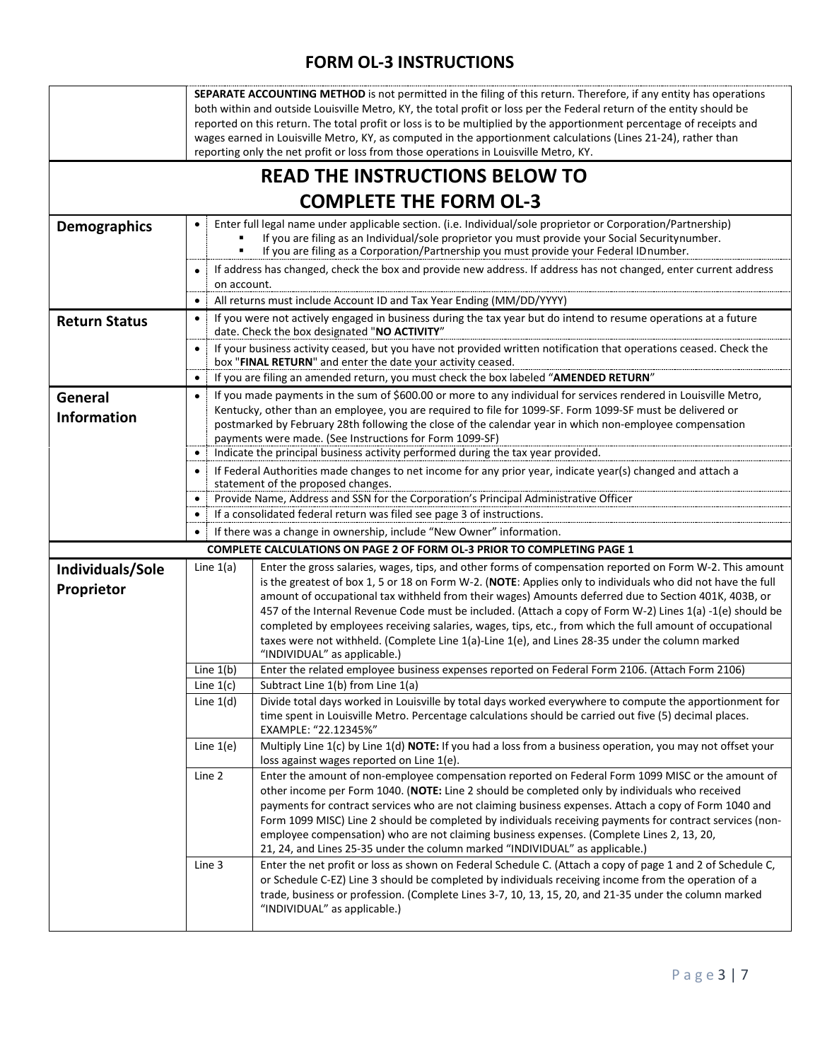# FORM OL-3 INSTRUCTIONS

**SEPARATE ACCOUNTING METHOD** is not permitted in the filing of this return. Therefore, if any entity has operations both within and outside Louisville Metro, KY, the total profit or loss per the Federal return of the entity should be reported on this return. The total profit or loss is to be multiplied by the apportionment percentage of receipts and wages earned in Louisville Metro, KY, as computed in the apportionment calculations (Lines 21-24), rather than reporting only the net profit or loss from those operations in Louisville Metro, KY.

## READ THE INSTRUCTIONS BELOW TO COMPLETE THE FORM OL-3

### Demographics

- Enter full legal name under applicable section. (i.e. Individual/sole proprietor or Corporation/Partnership)
  - If you are filing as an Individual/sole proprietor you must provide your Social Security number.
  - If you are filing as a Corporation/Partnership you must provide your Federal ID number.
- If address has changed, check the box and provide new address. If address has not changed, enter current address on account.
- All returns must include Account ID and Tax Year Ending (MM/DD/YYYY)

### Return Status

- If you were not actively engaged in business during the tax year but do intend to resume operations at a future date. Check the box designated "**NO ACTIVITY**"
- If your business activity ceased, but you have not provided written notification that operations ceased. Check the box "**FINAL RETURN**" and enter the date your activity ceased.
- If you are filing an amended return, you must check the box labeled "**AMENDED RETURN**"

### General Information

- If you made payments in the sum of $600.00 or more to any individual for services rendered in Louisville Metro, Kentucky, other than an employee, you are required to file for 1099-SF. Form 1099-SF must be delivered or postmarked by February 28th following the close of the calendar year in which non-employee compensation payments were made. (See Instructions for Form 1099-SF)
- Indicate the principal business activity performed during the tax year provided.
- If Federal Authorities made changes to net income for any prior year, indicate year(s) changed and attach a statement of the proposed changes.
- Provide Name, Address and SSN for the Corporation's Principal Administrative Officer
- If a consolidated federal return was filed see page 3 of instructions.
- If there was a change in ownership, include "New Owner" information.

**COMPLETE CALCULATIONS ON PAGE 2 OF FORM OL-3 PRIOR TO COMPLETING PAGE 1**

### Individuals/Sole Proprietor

| Line | Instructions |
|---|---|
| Line 1(a) | Enter the gross salaries, wages, tips, and other forms of compensation reported on Form W-2. This amount is the greatest of box 1, 5 or 18 on Form W-2. (**NOTE**: Applies only to individuals who did not have the full amount of occupational tax withheld from their wages) Amounts deferred due to Section 401K, 403B, or 457 of the Internal Revenue Code must be included. (Attach a copy of Form W-2) Lines 1(a) -1(e) should be completed by employees receiving salaries, wages, tips, etc., from which the full amount of occupational taxes were not withheld. (Complete Line 1(a)-Line 1(e), and Lines 28-35 under the column marked "INDIVIDUAL" as applicable.) |
| Line 1(b) | Enter the related employee business expenses reported on Federal Form 2106. (Attach Form 2106) |
| Line 1(c) | Subtract Line 1(b) from Line 1(a) |
| Line 1(d) | Divide total days worked in Louisville by total days worked everywhere to compute the apportionment for time spent in Louisville Metro. Percentage calculations should be carried out five (5) decimal places. EXAMPLE: "22.12345%" |
| Line 1(e) | Multiply Line 1(c) by Line 1(d) **NOTE:** If you had a loss from a business operation, you may not offset your loss against wages reported on Line 1(e). |
| Line 2 | Enter the amount of non-employee compensation reported on Federal Form 1099 MISC or the amount of other income per Form 1040. (**NOTE:** Line 2 should be completed only by individuals who received payments for contract services who are not claiming business expenses. Attach a copy of Form 1040 and Form 1099 MISC) Line 2 should be completed by individuals receiving payments for contract services (non-employee compensation) who are not claiming business expenses. (Complete Lines 2, 13, 20, 21, 24, and Lines 25-35 under the column marked "INDIVIDUAL" as applicable.) |
| Line 3 | Enter the net profit or loss as shown on Federal Schedule C. (Attach a copy of page 1 and 2 of Schedule C, or Schedule C-EZ) Line 3 should be completed by individuals receiving income from the operation of a trade, business or profession. (Complete Lines 3-7, 10, 13, 15, 20, and 21-35 under the column marked "INDIVIDUAL" as applicable.) |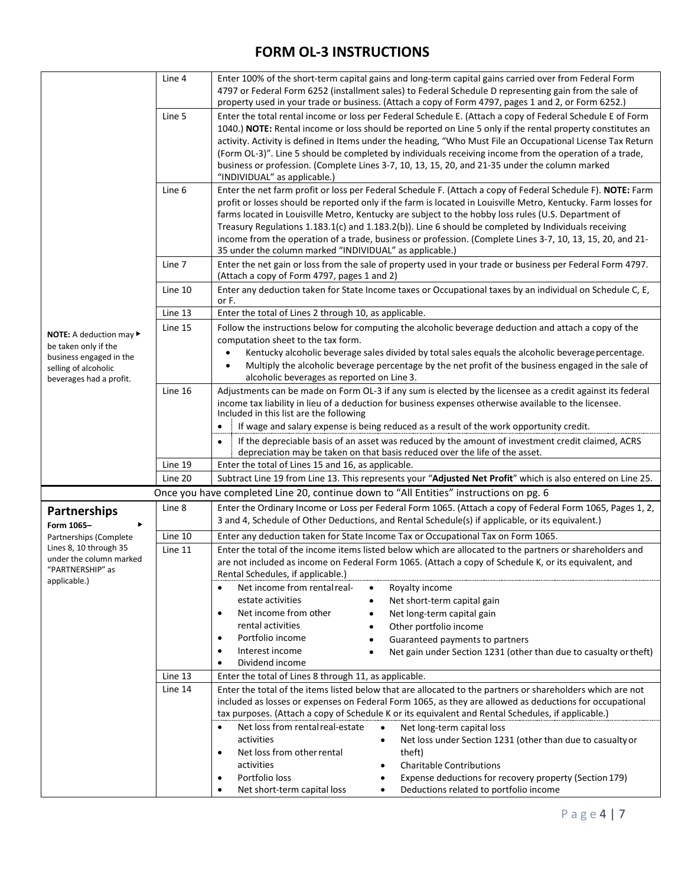# FORM OL-3 INSTRUCTIONS

| | Line | Instructions |
|---|---|---|
| | Line 4 | Enter 100% of the short-term capital gains and long-term capital gains carried over from Federal Form 4797 or Federal Form 6252 (installment sales) to Federal Schedule D representing gain from the sale of property used in your trade or business. (Attach a copy of Form 4797, pages 1 and 2, or Form 6252.) |
| | Line 5 | Enter the total rental income or loss per Federal Schedule E. (Attach a copy of Federal Schedule E of Form 1040.) **NOTE:** Rental income or loss should be reported on Line 5 only if the rental property constitutes an activity. Activity is defined in Items under the heading, "Who Must File an Occupational License Tax Return (Form OL-3)". Line 5 should be completed by individuals receiving income from the operation of a trade, business or profession. (Complete Lines 3-7, 10, 13, 15, 20, and 21-35 under the column marked "INDIVIDUAL" as applicable.) |
| | Line 6 | Enter the net farm profit or loss per Federal Schedule F. (Attach a copy of Federal Schedule F). **NOTE:** Farm profit or losses should be reported only if the farm is located in Louisville Metro, Kentucky. Farm losses for farms located in Louisville Metro, Kentucky are subject to the hobby loss rules (U.S. Department of Treasury Regulations 1.183.1(c) and 1.183.2(b)). Line 6 should be completed by Individuals receiving income from the operation of a trade, business or profession. (Complete Lines 3-7, 10, 13, 15, 20, and 21-35 under the column marked "INDIVIDUAL" as applicable.) |
| | Line 7 | Enter the net gain or loss from the sale of property used in your trade or business per Federal Form 4797. (Attach a copy of Form 4797, pages 1 and 2) |
| | Line 10 | Enter any deduction taken for State Income taxes or Occupational taxes by an individual on Schedule C, E, or F. |
| | Line 13 | Enter the total of Lines 2 through 10, as applicable. |
| **NOTE:** A deduction may be taken only if the business engaged in the selling of alcoholic beverages had a profit. ▶ | Line 15 | Follow the instructions below for computing the alcoholic beverage deduction and attach a copy of the computation sheet to the tax form.<br>• Kentucky alcoholic beverage sales divided by total sales equals the alcoholic beverage percentage.<br>• Multiply the alcoholic beverage percentage by the net profit of the business engaged in the sale of alcoholic beverages as reported on Line 3. |
| | Line 16 | Adjustments can be made on Form OL-3 if any sum is elected by the licensee as a credit against its federal income tax liability in lieu of a deduction for business expenses otherwise available to the licensee. Included in this list are the following<br>• If wage and salary expense is being reduced as a result of the work opportunity credit.<br>• If the depreciable basis of an asset was reduced by the amount of investment credit claimed, ACRS depreciation may be taken on that basis reduced over the life of the asset. |
| | Line 19 | Enter the total of Lines 15 and 16, as applicable. |
| | Line 20 | Subtract Line 19 from Line 13. This represents your "**Adjusted Net Profit**" which is also entered on Line 25. |
| | | Once you have completed Line 20, continue down to "All Entities" instructions on pg. 6 |
| **Partnerships**<br>**Form 1065–** ▶<br>Partnerships (Complete Lines 8, 10 through 35 under the column marked "PARTNERSHIP" as applicable.) | Line 8 | Enter the Ordinary Income or Loss per Federal Form 1065. (Attach a copy of Federal Form 1065, Pages 1, 2, 3 and 4, Schedule of Other Deductions, and Rental Schedule(s) if applicable, or its equivalent.) |
| | Line 10 | Enter any deduction taken for State Income Tax or Occupational Tax on Form 1065. |
| | Line 11 | Enter the total of the income items listed below which are allocated to the partners or shareholders and are not included as income on Federal Form 1065. (Attach a copy of Schedule K, or its equivalent, and Rental Schedules, if applicable.)<br>• Net income from rental real-estate activities<br>• Net income from other rental activities<br>• Portfolio income<br>• Interest income<br>• Dividend income<br>• Royalty income<br>• Net short-term capital gain<br>• Net long-term capital gain<br>• Other portfolio income<br>• Guaranteed payments to partners<br>• Net gain under Section 1231 (other than due to casualty or theft) |
| | Line 13 | Enter the total of Lines 8 through 11, as applicable. |
| | Line 14 | Enter the total of the items listed below that are allocated to the partners or shareholders which are not included as losses or expenses on Federal Form 1065, as they are allowed as deductions for occupational tax purposes. (Attach a copy of Schedule K or its equivalent and Rental Schedules, if applicable.)<br>• Net loss from rental real-estate activities<br>• Net loss from other rental activities<br>• Portfolio loss<br>• Net short-term capital loss<br>• Net long-term capital loss<br>• Net loss under Section 1231 (other than due to casualty or theft)<br>• Charitable Contributions<br>• Expense deductions for recovery property (Section 179)<br>• Deductions related to portfolio income |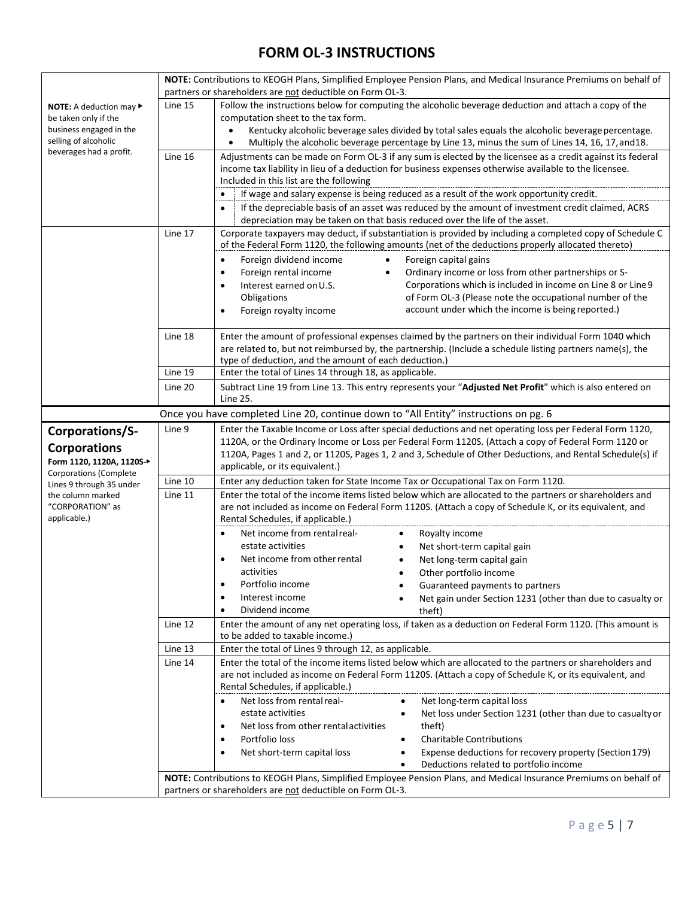# FORM OL-3 INSTRUCTIONS

| | | |
|---|---|---|
| | **NOTE:** Contributions to KEOGH Plans, Simplified Employee Pension Plans, and Medical Insurance Premiums on behalf of partners or shareholders are not deductible on Form OL-3. | |
| **NOTE:** A deduction may ▶ be taken only if the business engaged in the selling of alcoholic beverages had a profit. | Line 15 | Follow the instructions below for computing the alcoholic beverage deduction and attach a copy of the computation sheet to the tax form.<br>• Kentucky alcoholic beverage sales divided by total sales equals the alcoholic beverage percentage.<br>• Multiply the alcoholic beverage percentage by Line 13, minus the sum of Lines 14, 16, 17, and 18. |
| | Line 16 | Adjustments can be made on Form OL-3 if any sum is elected by the licensee as a credit against its federal income tax liability in lieu of a deduction for business expenses otherwise available to the licensee. Included in this list are the following<br>• If wage and salary expense is being reduced as a result of the work opportunity credit.<br>• If the depreciable basis of an asset was reduced by the amount of investment credit claimed, ACRS depreciation may be taken on that basis reduced over the life of the asset. |
| | Line 17 | Corporate taxpayers may deduct, if substantiation is provided by including a completed copy of Schedule C of the Federal Form 1120, the following amounts (net of the deductions properly allocated thereto)<br>• Foreign dividend income<br>• Foreign rental income<br>• Interest earned on U.S. Obligations<br>• Foreign royalty income<br>• Foreign capital gains<br>• Ordinary income or loss from other partnerships or S-Corporations which is included in income on Line 8 or Line 9 of Form OL-3 (Please note the occupational number of the account under which the income is being reported.) |
| | Line 18 | Enter the amount of professional expenses claimed by the partners on their individual Form 1040 which are related to, but not reimbursed by, the partnership. (Include a schedule listing partners name(s), the type of deduction, and the amount of each deduction.) |
| | Line 19 | Enter the total of Lines 14 through 18, as applicable. |
| | Line 20 | Subtract Line 19 from Line 13. This entry represents your "**Adjusted Net Profit**" which is also entered on Line 25. |

Once you have completed Line 20, continue down to "All Entity" instructions on pg. 6

| | | |
|---|---|---|
| **Corporations/S-Corporations**<br>**Form 1120, 1120A, 1120S-▶**<br>Corporations (Complete Lines 9 through 35 under the column marked "CORPORATION" as applicable.) | Line 9 | Enter the Taxable Income or Loss after special deductions and net operating loss per Federal Form 1120, 1120A, or the Ordinary Income or Loss per Federal Form 1120S. (Attach a copy of Federal Form 1120 or 1120A, Pages 1 and 2, or 1120S, Pages 1, 2 and 3, Schedule of Other Deductions, and Rental Schedule(s) if applicable, or its equivalent.) |
| | Line 10 | Enter any deduction taken for State Income Tax or Occupational Tax on Form 1120. |
| | Line 11 | Enter the total of the income items listed below which are allocated to the partners or shareholders and are not included as income on Federal Form 1120S. (Attach a copy of Schedule K, or its equivalent, and Rental Schedules, if applicable.)<br>• Net income from rental real-estate activities<br>• Net income from other rental activities<br>• Portfolio income<br>• Interest income<br>• Dividend income<br>• Royalty income<br>• Net short-term capital gain<br>• Net long-term capital gain<br>• Other portfolio income<br>• Guaranteed payments to partners<br>• Net gain under Section 1231 (other than due to casualty or theft) |
| | Line 12 | Enter the amount of any net operating loss, if taken as a deduction on Federal Form 1120. (This amount is to be added to taxable income.) |
| | Line 13 | Enter the total of Lines 9 through 12, as applicable. |
| | Line 14 | Enter the total of the income items listed below which are allocated to the partners or shareholders and are not included as income on Federal Form 1120S. (Attach a copy of Schedule K, or its equivalent, and Rental Schedules, if applicable.)<br>• Net loss from rental real-estate activities<br>• Net loss from other rental activities<br>• Portfolio loss<br>• Net short-term capital loss<br>• Net long-term capital loss<br>• Net loss under Section 1231 (other than due to casualty or theft)<br>• Charitable Contributions<br>• Expense deductions for recovery property (Section 179)<br>• Deductions related to portfolio income |
| | **NOTE:** Contributions to KEOGH Plans, Simplified Employee Pension Plans, and Medical Insurance Premiums on behalf of partners or shareholders are not deductible on Form OL-3. | |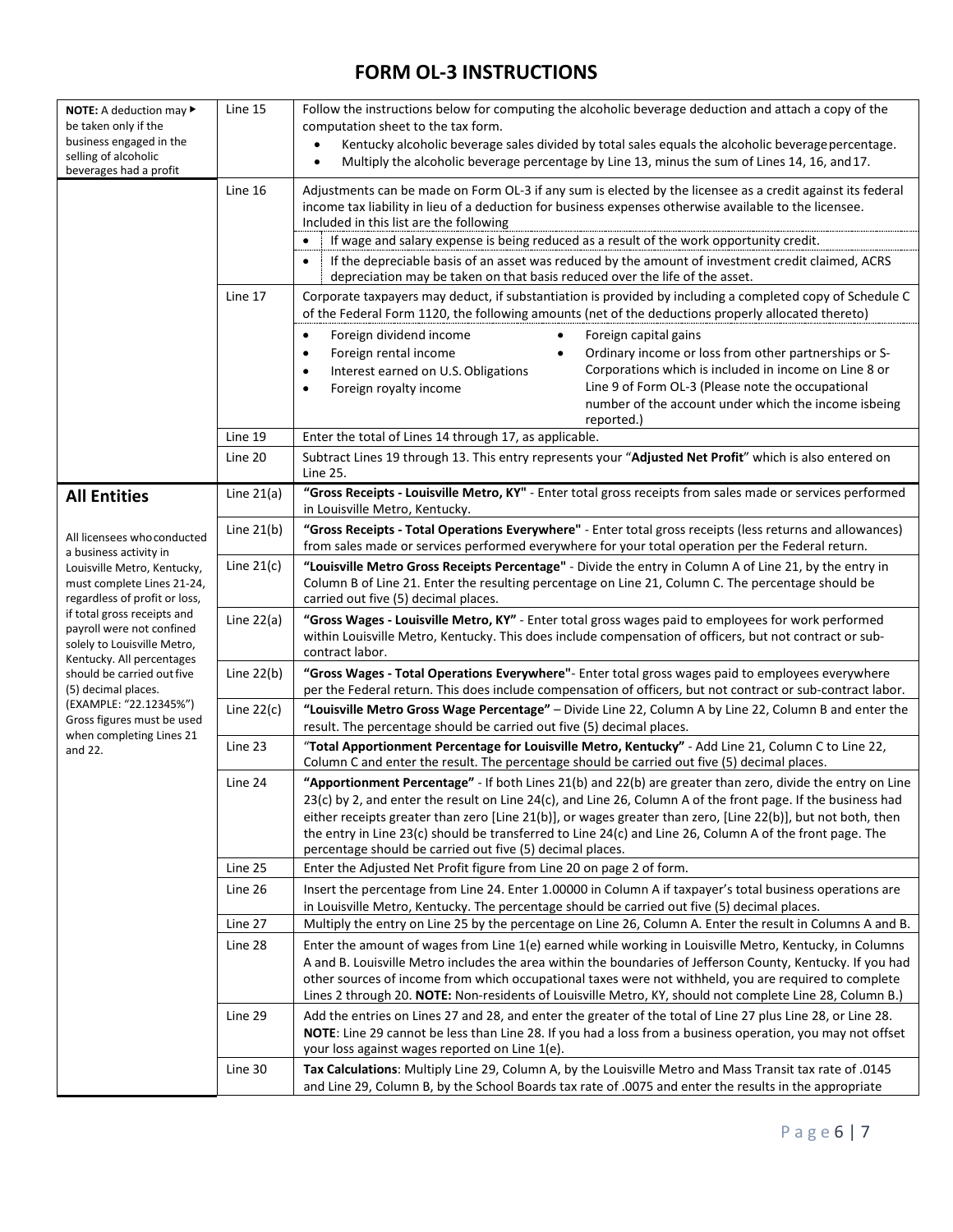# FORM OL-3 INSTRUCTIONS

| | | |
|---|---|---|
| **NOTE:** A deduction may ▶ be taken only if the business engaged in the selling of alcoholic beverages had a profit | Line 15 | Follow the instructions below for computing the alcoholic beverage deduction and attach a copy of the computation sheet to the tax form.<br>• Kentucky alcoholic beverage sales divided by total sales equals the alcoholic beverage percentage.<br>• Multiply the alcoholic beverage percentage by Line 13, minus the sum of Lines 14, 16, and 17. |
| | Line 16 | Adjustments can be made on Form OL-3 if any sum is elected by the licensee as a credit against its federal income tax liability in lieu of a deduction for business expenses otherwise available to the licensee. Included in this list are the following<br>• If wage and salary expense is being reduced as a result of the work opportunity credit.<br>• If the depreciable basis of an asset was reduced by the amount of investment credit claimed, ACRS depreciation may be taken on that basis reduced over the life of the asset. |
| | Line 17 | Corporate taxpayers may deduct, if substantiation is provided by including a completed copy of Schedule C of the Federal Form 1120, the following amounts (net of the deductions properly allocated thereto)<br>• Foreign dividend income<br>• Foreign rental income<br>• Interest earned on U.S. Obligations<br>• Foreign royalty income<br>• Foreign capital gains<br>• Ordinary income or loss from other partnerships or S-Corporations which is included in income on Line 8 or Line 9 of Form OL-3 (Please note the occupational number of the account under which the income is being reported.) |
| | Line 19 | Enter the total of Lines 14 through 17, as applicable. |
| | Line 20 | Subtract Lines 19 through 13. This entry represents your "**Adjusted Net Profit**" which is also entered on Line 25. |
| **All Entities**<br><br>All licensees who conducted a business activity in Louisville Metro, Kentucky, must complete Lines 21-24, regardless of profit or loss, if total gross receipts and payroll were not confined solely to Louisville Metro, Kentucky. All percentages should be carried out five (5) decimal places. (EXAMPLE: "22.12345%") Gross figures must be used when completing Lines 21 and 22. | Line 21(a) | **"Gross Receipts - Louisville Metro, KY"** - Enter total gross receipts from sales made or services performed in Louisville Metro, Kentucky. |
| | Line 21(b) | **"Gross Receipts - Total Operations Everywhere"** - Enter total gross receipts (less returns and allowances) from sales made or services performed everywhere for your total operation per the Federal return. |
| | Line 21(c) | **"Louisville Metro Gross Receipts Percentage"** - Divide the entry in Column A of Line 21, by the entry in Column B of Line 21. Enter the resulting percentage on Line 21, Column C. The percentage should be carried out five (5) decimal places. |
| | Line 22(a) | **"Gross Wages - Louisville Metro, KY"** - Enter total gross wages paid to employees for work performed within Louisville Metro, Kentucky. This does include compensation of officers, but not contract or sub-contract labor. |
| | Line 22(b) | **"Gross Wages - Total Operations Everywhere"**- Enter total gross wages paid to employees everywhere per the Federal return. This does include compensation of officers, but not contract or sub-contract labor. |
| | Line 22(c) | **"Louisville Metro Gross Wage Percentage"** – Divide Line 22, Column A by Line 22, Column B and enter the result. The percentage should be carried out five (5) decimal places. |
| | Line 23 | "**Total Apportionment Percentage for Louisville Metro, Kentucky"** - Add Line 21, Column C to Line 22, Column C and enter the result. The percentage should be carried out five (5) decimal places. |
| | Line 24 | **"Apportionment Percentage"** - If both Lines 21(b) and 22(b) are greater than zero, divide the entry on Line 23(c) by 2, and enter the result on Line 24(c), and Line 26, Column A of the front page. If the business had either receipts greater than zero [Line 21(b)], or wages greater than zero, [Line 22(b)], but not both, then the entry in Line 23(c) should be transferred to Line 24(c) and Line 26, Column A of the front page. The percentage should be carried out five (5) decimal places. |
| | Line 25 | Enter the Adjusted Net Profit figure from Line 20 on page 2 of form. |
| | Line 26 | Insert the percentage from Line 24. Enter 1.00000 in Column A if taxpayer's total business operations are in Louisville Metro, Kentucky. The percentage should be carried out five (5) decimal places. |
| | Line 27 | Multiply the entry on Line 25 by the percentage on Line 26, Column A. Enter the result in Columns A and B. |
| | Line 28 | Enter the amount of wages from Line 1(e) earned while working in Louisville Metro, Kentucky, in Columns A and B. Louisville Metro includes the area within the boundaries of Jefferson County, Kentucky. If you had other sources of income from which occupational taxes were not withheld, you are required to complete Lines 2 through 20. **NOTE:** Non-residents of Louisville Metro, KY, should not complete Line 28, Column B.) |
| | Line 29 | Add the entries on Lines 27 and 28, and enter the greater of the total of Line 27 plus Line 28, or Line 28. **NOTE**: Line 29 cannot be less than Line 28. If you had a loss from a business operation, you may not offset your loss against wages reported on Line 1(e). |
| | Line 30 | **Tax Calculations**: Multiply Line 29, Column A, by the Louisville Metro and Mass Transit tax rate of .0145 and Line 29, Column B, by the School Boards tax rate of .0075 and enter the results in the appropriate |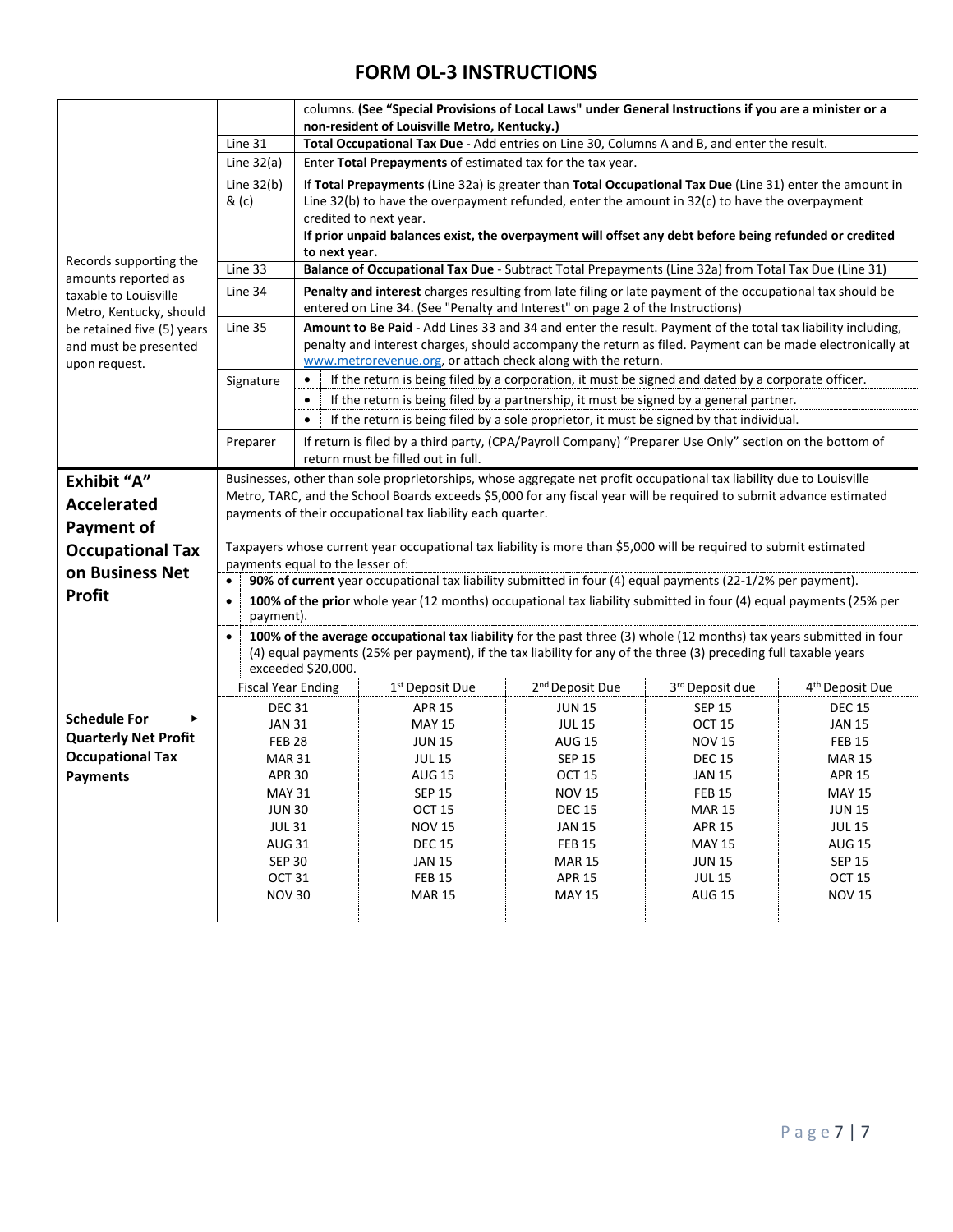# FORM OL-3 INSTRUCTIONS

| | | |
|---|---|---|
| Records supporting the amounts reported as taxable to Louisville Metro, Kentucky, should be retained five (5) years and must be presented upon request. | | columns. **(See "Special Provisions of Local Laws" under General Instructions if you are a minister or a non-resident of Louisville Metro, Kentucky.)** |
| | Line 31 | **Total Occupational Tax Due** - Add entries on Line 30, Columns A and B, and enter the result. |
| | Line 32(a) | Enter **Total Prepayments** of estimated tax for the tax year. |
| | Line 32(b) & (c) | If **Total Prepayments** (Line 32a) is greater than **Total Occupational Tax Due** (Line 31) enter the amount in Line 32(b) to have the overpayment refunded, enter the amount in 32(c) to have the overpayment credited to next year. **If prior unpaid balances exist, the overpayment will offset any debt before being refunded or credited to next year.** |
| | Line 33 | **Balance of Occupational Tax Due** - Subtract Total Prepayments (Line 32a) from Total Tax Due (Line 31) |
| | Line 34 | **Penalty and interest** charges resulting from late filing or late payment of the occupational tax should be entered on Line 34. (See "Penalty and Interest" on page 2 of the Instructions) |
| | Line 35 | **Amount to Be Paid** - Add Lines 33 and 34 and enter the result. Payment of the total tax liability including, penalty and interest charges, should accompany the return as filed. Payment can be made electronically at www.metrorevenue.org, or attach check along with the return. |
| | Signature | • If the return is being filed by a corporation, it must be signed and dated by a corporate officer.<br>• If the return is being filed by a partnership, it must be signed by a general partner.<br>• If the return is being filed by a sole proprietor, it must be signed by that individual. |
| | Preparer | If return is filed by a third party, (CPA/Payroll Company) "Preparer Use Only" section on the bottom of return must be filled out in full. |

## Exhibit "A" Accelerated Payment of Occupational Tax on Business Net Profit

Businesses, other than sole proprietorships, whose aggregate net profit occupational tax liability due to Louisville Metro, TARC, and the School Boards exceeds $5,000 for any fiscal year will be required to submit advance estimated payments of their occupational tax liability each quarter.

Taxpayers whose current year occupational tax liability is more than $5,000 will be required to submit estimated payments equal to the lesser of:

- **90% of current** year occupational tax liability submitted in four (4) equal payments (22-1/2% per payment).
- **100% of the prior** whole year (12 months) occupational tax liability submitted in four (4) equal payments (25% per payment).
- **100% of the average occupational tax liability** for the past three (3) whole (12 months) tax years submitted in four (4) equal payments (25% per payment), if the tax liability for any of the three (3) preceding full taxable years exceeded $20,000.

**Schedule For Quarterly Net Profit Occupational Tax Payments**

| Fiscal Year Ending | 1st Deposit Due | 2nd Deposit Due | 3rd Deposit due | 4th Deposit Due |
|---|---|---|---|---|
| DEC 31 | APR 15 | JUN 15 | SEP 15 | DEC 15 |
| JAN 31 | MAY 15 | JUL 15 | OCT 15 | JAN 15 |
| FEB 28 | JUN 15 | AUG 15 | NOV 15 | FEB 15 |
| MAR 31 | JUL 15 | SEP 15 | DEC 15 | MAR 15 |
| APR 30 | AUG 15 | OCT 15 | JAN 15 | APR 15 |
| MAY 31 | SEP 15 | NOV 15 | FEB 15 | MAY 15 |
| JUN 30 | OCT 15 | DEC 15 | MAR 15 | JUN 15 |
| JUL 31 | NOV 15 | JAN 15 | APR 15 | JUL 15 |
| AUG 31 | DEC 15 | FEB 15 | MAY 15 | AUG 15 |
| SEP 30 | JAN 15 | MAR 15 | JUN 15 | SEP 15 |
| OCT 31 | FEB 15 | APR 15 | JUL 15 | OCT 15 |
| NOV 30 | MAR 15 | MAY 15 | AUG 15 | NOV 15 |